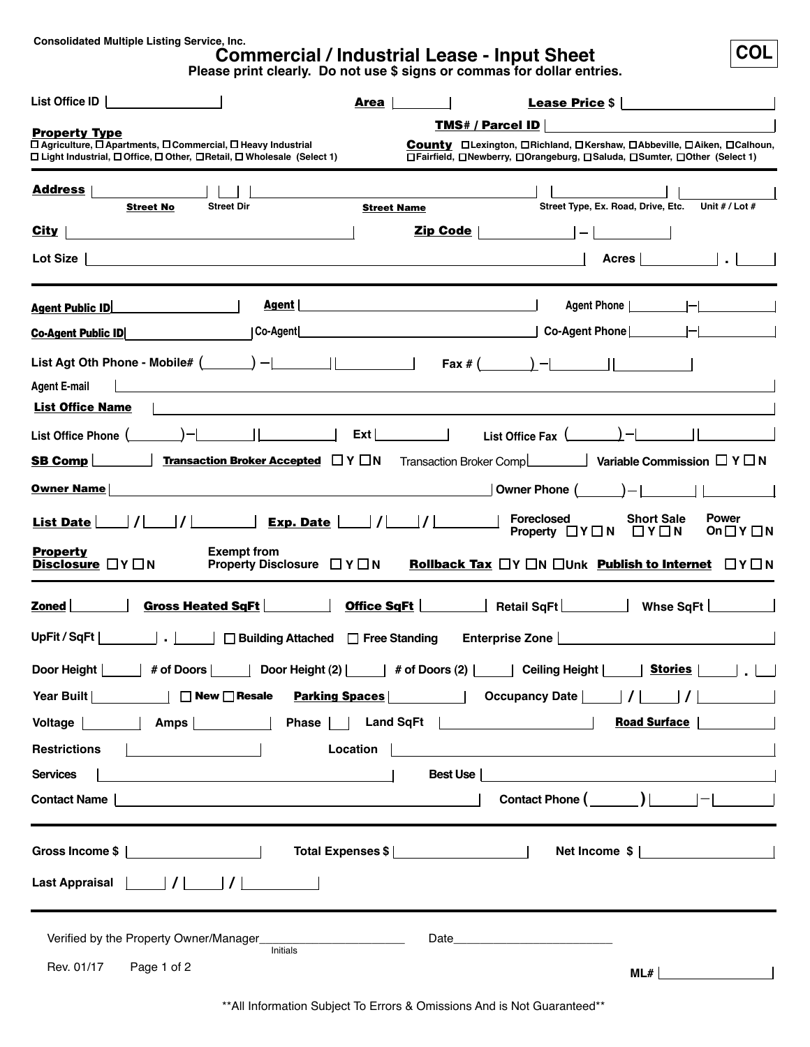Consolidated Multiple Listing Service, Inc.

# Commercial / Industrial Lease - Input Sheet

**COL**

**Please print clearly. Do not use $ signs or commas for dollar entries.**

List Office ID | | **Area** | | **Lease Price** $ |

**TMS# / Parcel ID** |

**Property Type**
☐ Agriculture, ☐ Apartments, ☐ Commercial, ☐ Heavy Industrial
☐ Light Industrial, ☐ Office, ☐ Other, ☐ Retail, ☐ Wholesale (Select 1)

**County** ☐ Lexington, ☐ Richland, ☐ Kershaw, ☐ Abbeville, ☐ Aiken, ☐ Calhoun, ☐ Fairfield, ☐ Newberry, ☐ Orangeburg, ☐ Saluda, ☐ Sumter, ☐ Other (Select 1)

**Address** | | | | | |
**Street No** | Street Dir | **Street Name** | Street Type, Ex. Road, Drive, Etc. | Unit # / Lot #

**City** | | **Zip Code** | | – |

Lot Size | | **Acres** | | . |

---

**Agent Public ID** | | **Agent** | | Agent Phone | – |

**Co-Agent Public ID** | | Co-Agent | | Co-Agent Phone | – |

List Agt Oth Phone - Mobile# ( ) – | | Fax # ( ) – | |

Agent E-mail |

**List Office Name** |

List Office Phone ( ) – | | Ext | | List Office Fax ( ) – | |

**SB Comp** | | **Transaction Broker Accepted** ☐ Y ☐ N Transaction Broker Comp | | Variable Commission ☐ Y ☐ N

**Owner Name** | | Owner Phone ( ) – | |

**List Date** | / | / | | **Exp. Date** | / | / | | Foreclosed Property ☐ Y ☐ N | Short Sale ☐ Y ☐ N | Power On ☐ Y ☐ N

**Property Disclosure** ☐ Y ☐ N | Exempt from Property Disclosure ☐ Y ☐ N | **Rollback Tax** ☐ Y ☐ N ☐ Unk | **Publish to Internet** ☐ Y ☐ N

---

**Zoned** | | **Gross Heated SqFt** | | **Office SqFt** | | Retail SqFt | | Whse SqFt |

UpFit / SqFt | | . | | ☐ Building Attached ☐ Free Standing Enterprise Zone |

Door Height | | # of Doors | | Door Height (2) | | # of Doors (2) | | Ceiling Height | | **Stories** | | . |

Year Built | | ☐ New ☐ Resale **Parking Spaces** | | Occupancy Date | / | / |

Voltage | | Amps | | Phase | | Land SqFt | | **Road Surface** |

Restrictions | | Location |

Services | | Best Use |

Contact Name | | Contact Phone ( ) | – |

---

Gross Income $ | | Total Expenses $ | | Net Income $ |

Last Appraisal | / | / |

---

Verified by the Property Owner/Manager______________________ Date________________________
Initials

Rev. 01/17 Page 1 of 2

ML# |

**All Information Subject To Errors & Omissions And is Not Guaranteed**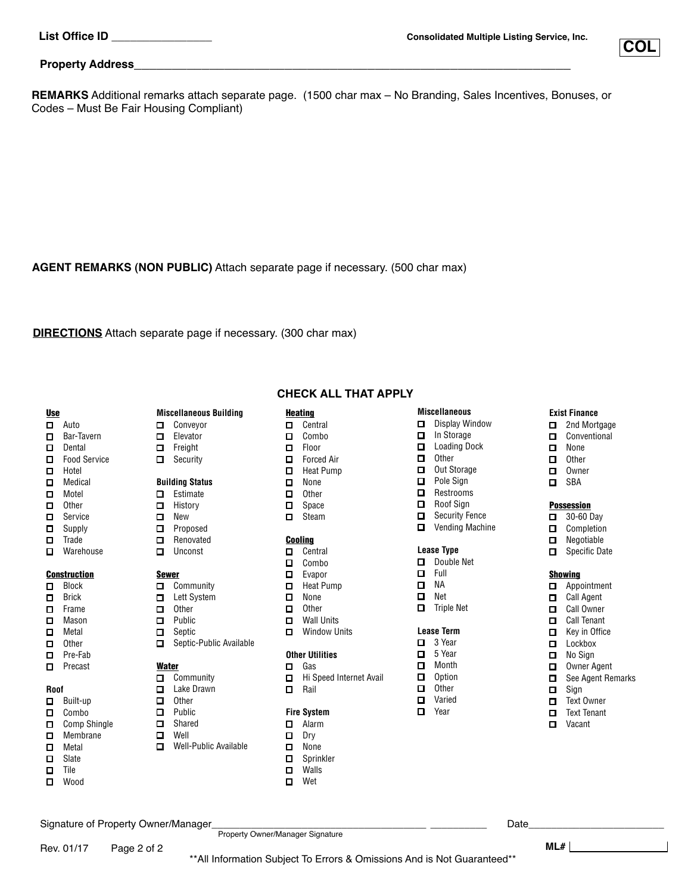List Office ID ________________

Consolidated Multiple Listing Service, Inc.

**COL**

Property Address____________________________________________________________________________

**REMARKS** Additional remarks attach separate page. (1500 char max – No Branding, Sales Incentives, Bonuses, or Codes – Must Be Fair Housing Compliant)

**AGENT REMARKS (NON PUBLIC)** Attach separate page if necessary. (500 char max)

**DIRECTIONS** Attach separate page if necessary. (300 char max)

## CHECK ALL THAT APPLY

**Use**
- ☐ Auto
- ☐ Bar-Tavern
- ☐ Dental
- ☐ Food Service
- ☐ Hotel
- ☐ Medical
- ☐ Motel
- ☐ Other
- ☐ Service
- ☐ Supply
- ☐ Trade
- ☐ Warehouse

**Construction**
- ☐ Block
- ☐ Brick
- ☐ Frame
- ☐ Mason
- ☐ Metal
- ☐ Other
- ☐ Pre-Fab
- ☐ Precast

**Roof**
- ☐ Built-up
- ☐ Combo
- ☐ Comp Shingle
- ☐ Membrane
- ☐ Metal
- ☐ Slate
- ☐ Tile
- ☐ Wood

**Miscellaneous Building**
- ☐ Conveyor
- ☐ Elevator
- ☐ Freight
- ☐ Security

**Building Status**
- ☐ Estimate
- ☐ History
- ☐ New
- ☐ Proposed
- ☐ Renovated
- ☐ Unconst

**Sewer**
- ☐ Community
- ☐ Lett System
- ☐ Other
- ☐ Public
- ☐ Septic
- ☐ Septic-Public Available

**Water**
- ☐ Community
- ☐ Lake Drawn
- ☐ Other
- ☐ Public
- ☐ Shared
- ☐ Well
- ☐ Well-Public Available

**Heating**
- ☐ Central
- ☐ Combo
- ☐ Floor
- ☐ Forced Air
- ☐ Heat Pump
- ☐ None
- ☐ Other
- ☐ Space
- ☐ Steam

**Cooling**
- ☐ Central
- ☐ Combo
- ☐ Evapor
- ☐ Heat Pump
- ☐ None
- ☐ Other
- ☐ Wall Units
- ☐ Window Units

**Other Utilities**
- ☐ Gas
- ☐ Hi Speed Internet Avail
- ☐ Rail

**Fire System**
- ☐ Alarm
- ☐ Dry
- ☐ None
- ☐ Sprinkler
- ☐ Walls
- ☐ Wet

**Miscellaneous**
- ☐ Display Window
- ☐ In Storage
- ☐ Loading Dock
- ☐ Other
- ☐ Out Storage
- ☐ Pole Sign
- ☐ Restrooms
- ☐ Roof Sign
- ☐ Security Fence
- ☐ Vending Machine

**Lease Type**
- ☐ Double Net
- ☐ Full
- ☐ NA
- ☐ Net
- ☐ Triple Net

**Lease Term**
- ☐ 3 Year
- ☐ 5 Year
- ☐ Month
- ☐ Option
- ☐ Other
- ☐ Varied
- ☐ Year

**Exist Finance**
- ☐ 2nd Mortgage
- ☐ Conventional
- ☐ None
- ☐ Other
- ☐ Owner
- ☐ SBA

**Possession**
- ☐ 30-60 Day
- ☐ Completion
- ☐ Negotiable
- ☐ Specific Date

**Showing**
- ☐ Appointment
- ☐ Call Agent
- ☐ Call Owner
- ☐ Call Tenant
- ☐ Key in Office
- ☐ Lockbox
- ☐ No Sign
- ☐ Owner Agent
- ☐ See Agent Remarks
- ☐ Sign
- ☐ Text Owner
- ☐ Text Tenant
- ☐ Vacant

Signature of Property Owner/Manager______________________________________ __________ Date________________________

Property Owner/Manager Signature

Rev. 01/17

ML# ________________

**All Information Subject To Errors & Omissions And is Not Guaranteed**